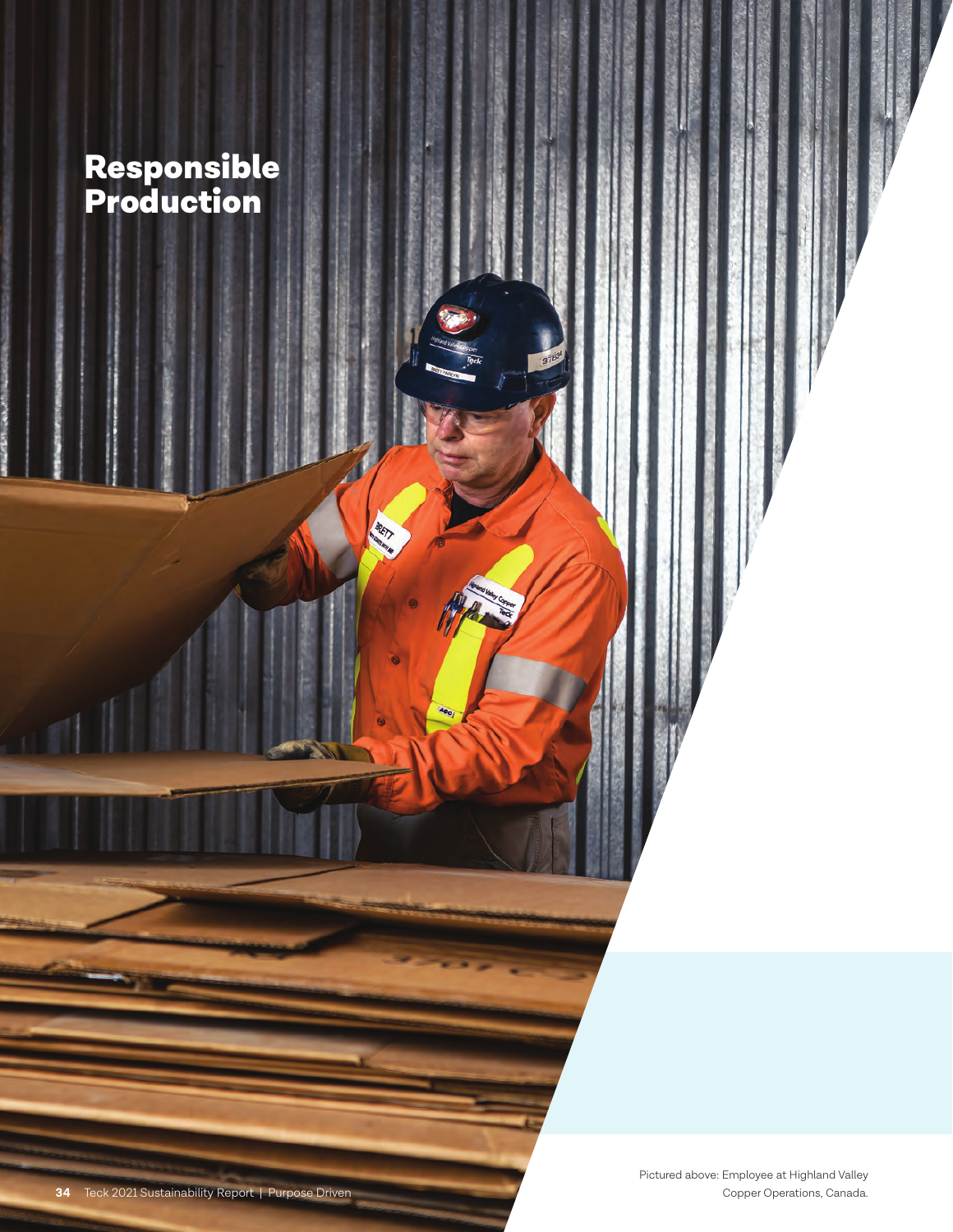# Responsible Production

Pictured above: Employee at Highland Valley Copper Operations, Canada.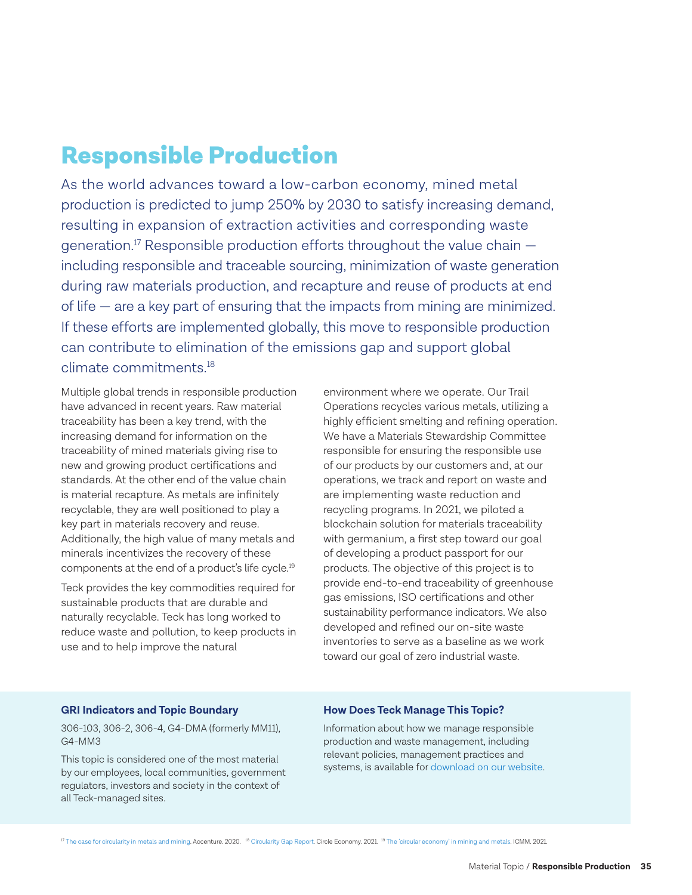# Responsible Production

As the world advances toward a low-carbon economy, mined metal production is predicted to jump 250% by 2030 to satisfy increasing demand, resulting in expansion of extraction activities and corresponding waste generation.[17] Responsible production efforts throughout the value chain — including responsible and traceable sourcing, minimization of waste generation during raw materials production, and recapture and reuse of products at end of life — are a key part of ensuring that the impacts from mining are minimized. If these efforts are implemented globally, this move to responsible production can contribute to elimination of the emissions gap and support global climate commitments.[18]

Multiple global trends in responsible production have advanced in recent years. Raw material traceability has been a key trend, with the increasing demand for information on the traceability of mined materials giving rise to new and growing product certifications and standards. At the other end of the value chain is material recapture. As metals are infinitely recyclable, they are well positioned to play a key part in materials recovery and reuse. Additionally, the high value of many metals and minerals incentivizes the recovery of these components at the end of a product's life cycle.[19]

Teck provides the key commodities required for sustainable products that are durable and naturally recyclable. Teck has long worked to reduce waste and pollution, to keep products in use and to help improve the natural environment where we operate. Our Trail Operations recycles various metals, utilizing a highly efficient smelting and refining operation. We have a Materials Stewardship Committee responsible for ensuring the responsible use of our products by our customers and, at our operations, we track and report on waste and are implementing waste reduction and recycling programs. In 2021, we piloted a blockchain solution for materials traceability with germanium, a first step toward our goal of developing a product passport for our products. The objective of this project is to provide end-to-end traceability of greenhouse gas emissions, ISO certifications and other sustainability performance indicators. We also developed and refined our on-site waste inventories to serve as a baseline as we work toward our goal of zero industrial waste.

### GRI Indicators and Topic Boundary

306-103, 306-2, 306-4, G4-DMA (formerly MM11), G4-MM3

This topic is considered one of the most material by our employees, local communities, government regulators, investors and society in the context of all Teck-managed sites.

### How Does Teck Manage This Topic?

Information about how we manage responsible production and waste management, including relevant policies, management practices and systems, is available for download on our website.

[17] The case for circularity in metals and mining. Accenture. 2020. [18] Circularity Gap Report. Circle Economy. 2021. [19] The 'circular economy' in mining and metals. ICMM. 2021.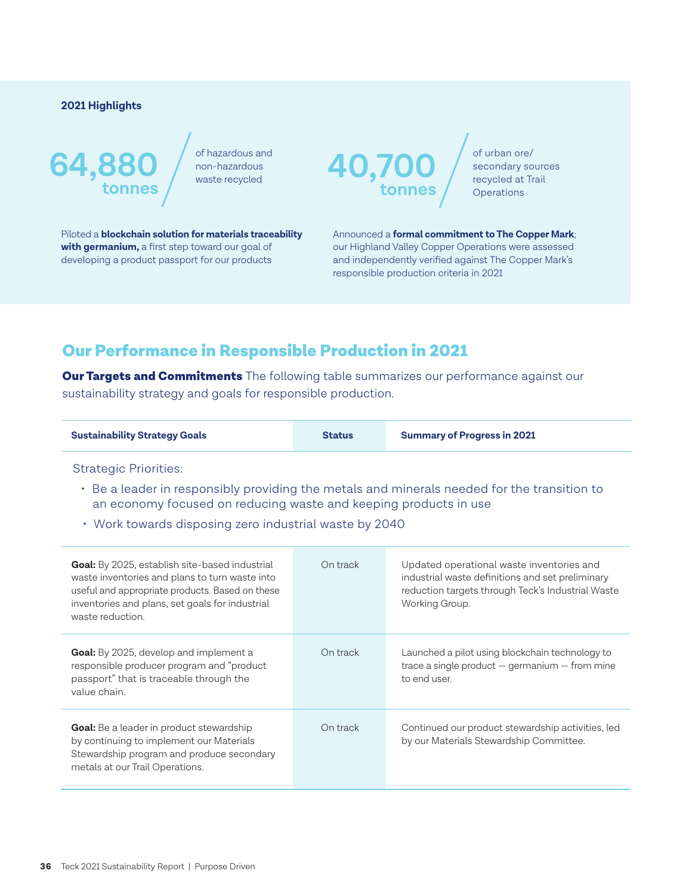**2021 Highlights**

**64,880 tonnes** of hazardous and non-hazardous waste recycled

**40,700 tonnes** of urban ore/ secondary sources recycled at Trail Operations

Piloted a **blockchain solution for materials traceability with germanium,** a first step toward our goal of developing a product passport for our products

Announced a **formal commitment to The Copper Mark**; our Highland Valley Copper Operations were assessed and independently verified against The Copper Mark's responsible production criteria in 2021

## Our Performance in Responsible Production in 2021

**Our Targets and Commitments** The following table summarizes our performance against our sustainability strategy and goals for responsible production.

| Sustainability Strategy Goals | Status | Summary of Progress in 2021 |
|---|---|---|
| Strategic Priorities:<br>• Be a leader in responsibly providing the metals and minerals needed for the transition to an economy focused on reducing waste and keeping products in use<br>• Work towards disposing zero industrial waste by 2040 | | |
| **Goal:** By 2025, establish site-based industrial waste inventories and plans to turn waste into useful and appropriate products. Based on these inventories and plans, set goals for industrial waste reduction. | On track | Updated operational waste inventories and industrial waste definitions and set preliminary reduction targets through Teck's Industrial Waste Working Group. |
| **Goal:** By 2025, develop and implement a responsible producer program and "product passport" that is traceable through the value chain. | On track | Launched a pilot using blockchain technology to trace a single product — germanium — from mine to end user. |
| **Goal:** Be a leader in product stewardship by continuing to implement our Materials Stewardship program and produce secondary metals at our Trail Operations. | On track | Continued our product stewardship activities, led by our Materials Stewardship Committee. |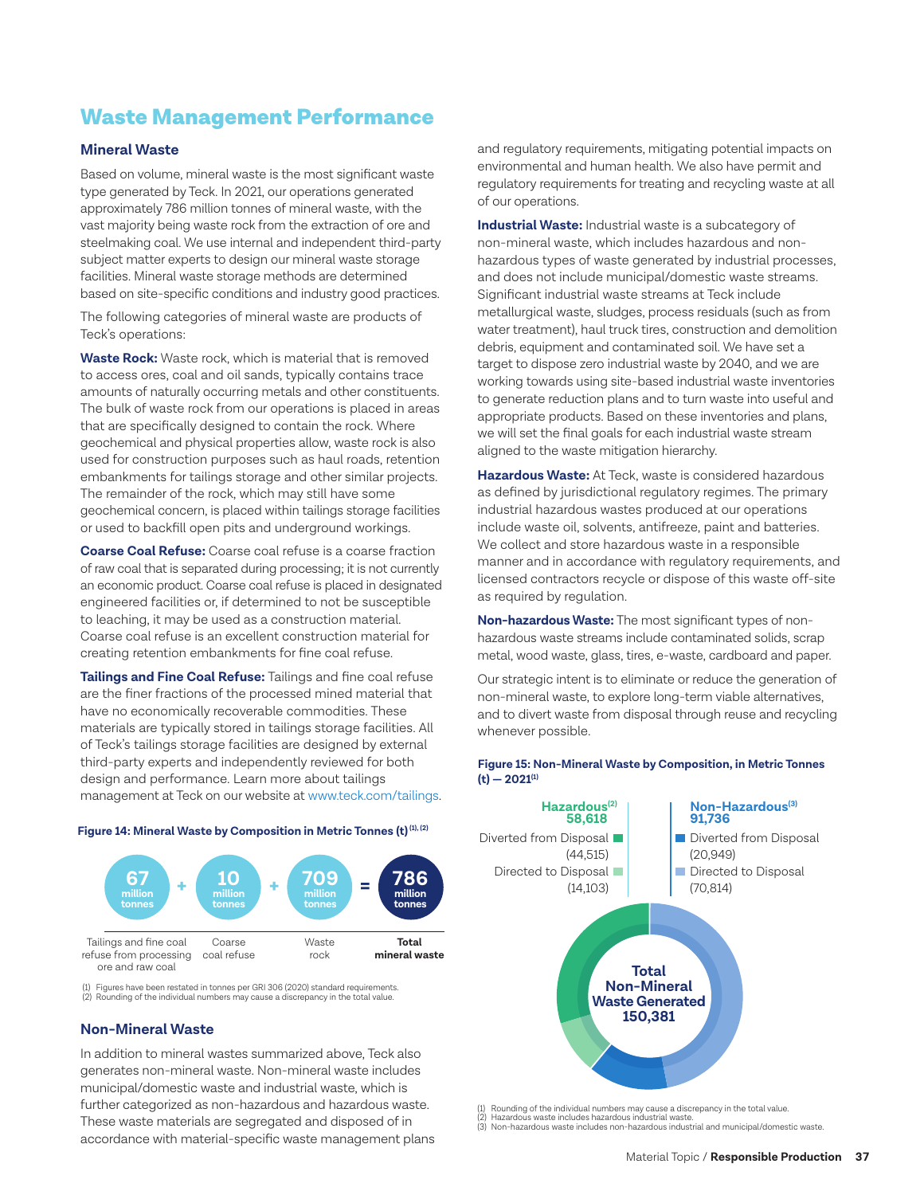# Waste Management Performance

## Mineral Waste

Based on volume, mineral waste is the most significant waste type generated by Teck. In 2021, our operations generated approximately 786 million tonnes of mineral waste, with the vast majority being waste rock from the extraction of ore and steelmaking coal. We use internal and independent third-party subject matter experts to design our mineral waste storage facilities. Mineral waste storage methods are determined based on site-specific conditions and industry good practices.

The following categories of mineral waste are products of Teck's operations:

**Waste Rock:** Waste rock, which is material that is removed to access ores, coal and oil sands, typically contains trace amounts of naturally occurring metals and other constituents. The bulk of waste rock from our operations is placed in areas that are specifically designed to contain the rock. Where geochemical and physical properties allow, waste rock is also used for construction purposes such as haul roads, retention embankments for tailings storage and other similar projects. The remainder of the rock, which may still have some geochemical concern, is placed within tailings storage facilities or used to backfill open pits and underground workings.

**Coarse Coal Refuse:** Coarse coal refuse is a coarse fraction of raw coal that is separated during processing; it is not currently an economic product. Coarse coal refuse is placed in designated engineered facilities or, if determined to not be susceptible to leaching, it may be used as a construction material. Coarse coal refuse is an excellent construction material for creating retention embankments for fine coal refuse.

**Tailings and Fine Coal Refuse:** Tailings and fine coal refuse are the finer fractions of the processed mined material that have no economically recoverable commodities. These materials are typically stored in tailings storage facilities. All of Teck's tailings storage facilities are designed by external third-party experts and independently reviewed for both design and performance. Learn more about tailings management at Teck on our website at www.teck.com/tailings.

**Figure 14: Mineral Waste by Composition in Metric Tonnes (t)[(1), (2)]**

| 67 million tonnes | + | 10 million tonnes | + | 709 million tonnes | = | 786 million tonnes |
|---|---|---|---|---|---|---|
| Tailings and fine coal refuse from processing ore and raw coal | | Coarse coal refuse | | Waste rock | | **Total mineral waste** |

(1) Figures have been restated in tonnes per GRI 306 (2020) standard requirements.
(2) Rounding of the individual numbers may cause a discrepancy in the total value.

## Non-Mineral Waste

In addition to mineral wastes summarized above, Teck also generates non-mineral waste. Non-mineral waste includes municipal/domestic waste and industrial waste, which is further categorized as non-hazardous and hazardous waste. These waste materials are segregated and disposed of in accordance with material-specific waste management plans and regulatory requirements, mitigating potential impacts on environmental and human health. We also have permit and regulatory requirements for treating and recycling waste at all of our operations.

**Industrial Waste:** Industrial waste is a subcategory of non-mineral waste, which includes hazardous and non-hazardous types of waste generated by industrial processes, and does not include municipal/domestic waste streams. Significant industrial waste streams at Teck include metallurgical waste, sludges, process residuals (such as from water treatment), haul truck tires, construction and demolition debris, equipment and contaminated soil. We have set a target to dispose zero industrial waste by 2040, and we are working towards using site-based industrial waste inventories to generate reduction plans and to turn waste into useful and appropriate products. Based on these inventories and plans, we will set the final goals for each industrial waste stream aligned to the waste mitigation hierarchy.

**Hazardous Waste:** At Teck, waste is considered hazardous as defined by jurisdictional regulatory regimes. The primary industrial hazardous wastes produced at our operations include waste oil, solvents, antifreeze, paint and batteries. We collect and store hazardous waste in a responsible manner and in accordance with regulatory requirements, and licensed contractors recycle or dispose of this waste off-site as required by regulation.

**Non-hazardous Waste:** The most significant types of non-hazardous waste streams include contaminated solids, scrap metal, wood waste, glass, tires, e-waste, cardboard and paper.

Our strategic intent is to eliminate or reduce the generation of non-mineral waste, to explore long-term viable alternatives, and to divert waste from disposal through reuse and recycling whenever possible.

**Figure 15: Non-Mineral Waste by Composition, in Metric Tonnes (t) — 2021[(1)]**

| | Hazardous[(2)] 58,618 | Non-Hazardous[(3)] 91,736 |
|---|---|---|
| Diverted from Disposal | (44,515) | (20,949) |
| Directed to Disposal | (14,103) | (70,814) |

**Total Non-Mineral Waste Generated 150,381**

(1) Rounding of the individual numbers may cause a discrepancy in the total value.
(2) Hazardous waste includes hazardous industrial waste.
(3) Non-hazardous waste includes non-hazardous industrial and municipal/domestic waste.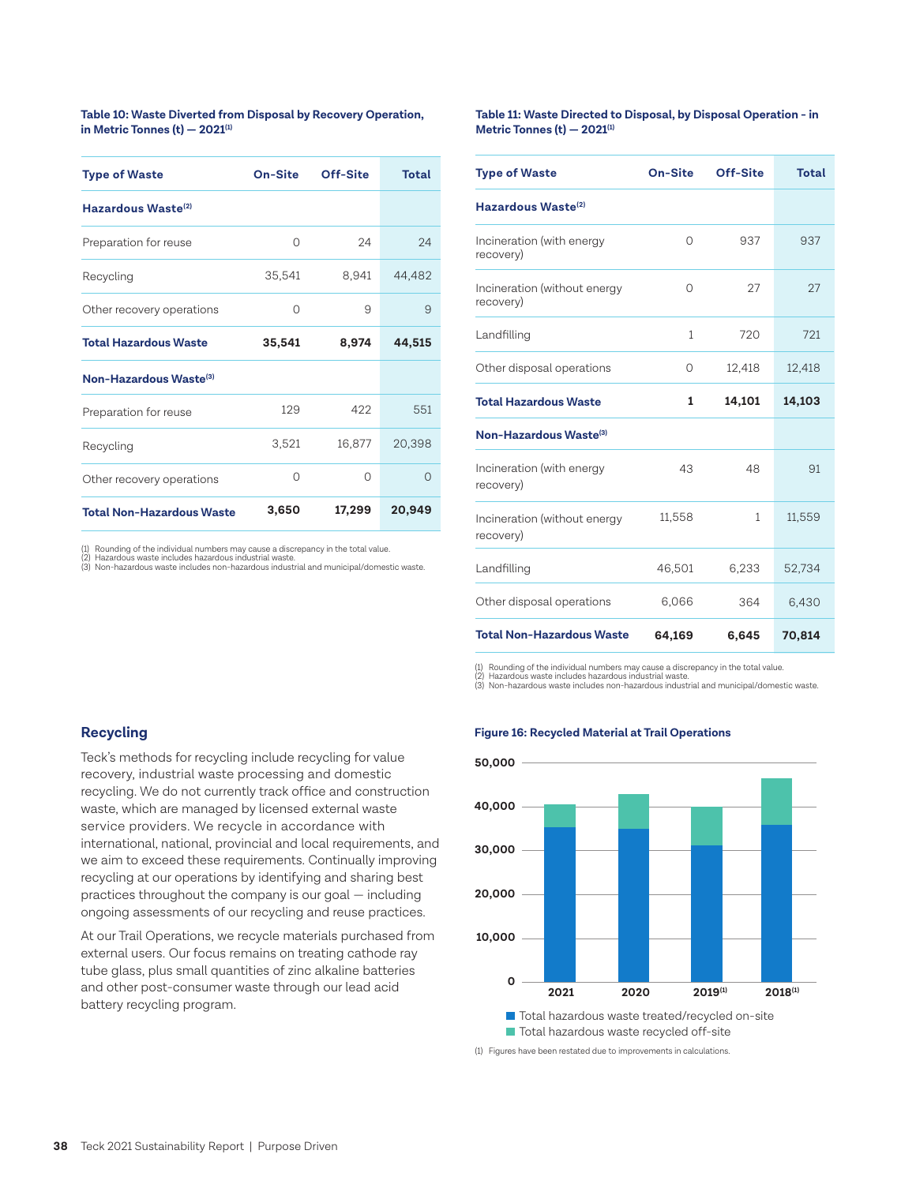**Table 10: Waste Diverted from Disposal by Recovery Operation, in Metric Tonnes (t) — 2021[1]**

| Type of Waste | On-Site | Off-Site | Total |
|---|---|---|---|
| **Hazardous Waste[2]** | | | |
| Preparation for reuse | 0 | 24 | 24 |
| Recycling | 35,541 | 8,941 | 44,482 |
| Other recovery operations | 0 | 9 | 9 |
| **Total Hazardous Waste** | **35,541** | **8,974** | **44,515** |
| **Non-Hazardous Waste[3]** | | | |
| Preparation for reuse | 129 | 422 | 551 |
| Recycling | 3,521 | 16,877 | 20,398 |
| Other recovery operations | 0 | 0 | 0 |
| **Total Non-Hazardous Waste** | **3,650** | **17,299** | **20,949** |

(1) Rounding of the individual numbers may cause a discrepancy in the total value.
(2) Hazardous waste includes hazardous industrial waste.
(3) Non-hazardous waste includes non-hazardous industrial and municipal/domestic waste.

**Table 11: Waste Directed to Disposal, by Disposal Operation - in Metric Tonnes (t) — 2021[1]**

| Type of Waste | On-Site | Off-Site | Total |
|---|---|---|---|
| **Hazardous Waste[2]** | | | |
| Incineration (with energy recovery) | 0 | 937 | 937 |
| Incineration (without energy recovery) | 0 | 27 | 27 |
| Landfilling | 1 | 720 | 721 |
| Other disposal operations | 0 | 12,418 | 12,418 |
| **Total Hazardous Waste** | **1** | **14,101** | **14,103** |
| **Non-Hazardous Waste[3]** | | | |
| Incineration (with energy recovery) | 43 | 48 | 91 |
| Incineration (without energy recovery) | 11,558 | 1 | 11,559 |
| Landfilling | 46,501 | 6,233 | 52,734 |
| Other disposal operations | 6,066 | 364 | 6,430 |
| **Total Non-Hazardous Waste** | **64,169** | **6,645** | **70,814** |

(1) Rounding of the individual numbers may cause a discrepancy in the total value.
(2) Hazardous waste includes hazardous industrial waste.
(3) Non-hazardous waste includes non-hazardous industrial and municipal/domestic waste.

## Recycling

Teck's methods for recycling include recycling for value recovery, industrial waste processing and domestic recycling. We do not currently track office and construction waste, which are managed by licensed external waste service providers. We recycle in accordance with international, national, provincial and local requirements, and we aim to exceed these requirements. Continually improving recycling at our operations by identifying and sharing best practices throughout the company is our goal — including ongoing assessments of our recycling and reuse practices.

At our Trail Operations, we recycle materials purchased from external users. Our focus remains on treating cathode ray tube glass, plus small quantities of zinc alkaline batteries and other post-consumer waste through our lead acid battery recycling program.

**Figure 16: Recycled Material at Trail Operations**

Legend: Total hazardous waste treated/recycled on-site; Total hazardous waste recycled off-site

Years: 2021, 2020, 2019[1], 2018[1]

(1) Figures have been restated due to improvements in calculations.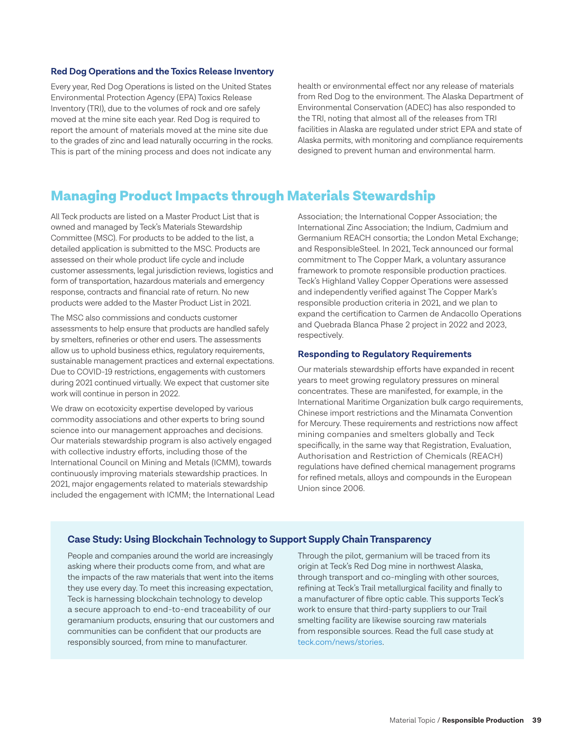### Red Dog Operations and the Toxics Release Inventory

Every year, Red Dog Operations is listed on the United States Environmental Protection Agency (EPA) Toxics Release Inventory (TRI), due to the volumes of rock and ore safely moved at the mine site each year. Red Dog is required to report the amount of materials moved at the mine site due to the grades of zinc and lead naturally occurring in the rocks. This is part of the mining process and does not indicate any health or environmental effect nor any release of materials from Red Dog to the environment. The Alaska Department of Environmental Conservation (ADEC) has also responded to the TRI, noting that almost all of the releases from TRI facilities in Alaska are regulated under strict EPA and state of Alaska permits, with monitoring and compliance requirements designed to prevent human and environmental harm.

## Managing Product Impacts through Materials Stewardship

All Teck products are listed on a Master Product List that is owned and managed by Teck's Materials Stewardship Committee (MSC). For products to be added to the list, a detailed application is submitted to the MSC. Products are assessed on their whole product life cycle and include customer assessments, legal jurisdiction reviews, logistics and form of transportation, hazardous materials and emergency response, contracts and financial rate of return. No new products were added to the Master Product List in 2021.

The MSC also commissions and conducts customer assessments to help ensure that products are handled safely by smelters, refineries or other end users. The assessments allow us to uphold business ethics, regulatory requirements, sustainable management practices and external expectations. Due to COVID-19 restrictions, engagements with customers during 2021 continued virtually. We expect that customer site work will continue in person in 2022.

We draw on ecotoxicity expertise developed by various commodity associations and other experts to bring sound science into our management approaches and decisions. Our materials stewardship program is also actively engaged with collective industry efforts, including those of the International Council on Mining and Metals (ICMM), towards continuously improving materials stewardship practices. In 2021, major engagements related to materials stewardship included the engagement with ICMM; the International Lead Association; the International Copper Association; the International Zinc Association; the Indium, Cadmium and Germanium REACH consortia; the London Metal Exchange; and ResponsibleSteel. In 2021, Teck announced our formal commitment to The Copper Mark, a voluntary assurance framework to promote responsible production practices. Teck's Highland Valley Copper Operations were assessed and independently verified against The Copper Mark's responsible production criteria in 2021, and we plan to expand the certification to Carmen de Andacollo Operations and Quebrada Blanca Phase 2 project in 2022 and 2023, respectively.

### Responding to Regulatory Requirements

Our materials stewardship efforts have expanded in recent years to meet growing regulatory pressures on mineral concentrates. These are manifested, for example, in the International Maritime Organization bulk cargo requirements, Chinese import restrictions and the Minamata Convention for Mercury. These requirements and restrictions now affect mining companies and smelters globally and Teck specifically, in the same way that Registration, Evaluation, Authorisation and Restriction of Chemicals (REACH) regulations have defined chemical management programs for refined metals, alloys and compounds in the European Union since 2006.

### Case Study: Using Blockchain Technology to Support Supply Chain Transparency

People and companies around the world are increasingly asking where their products come from, and what are the impacts of the raw materials that went into the items they use every day. To meet this increasing expectation, Teck is harnessing blockchain technology to develop a secure approach to end-to-end traceability of our geramanium products, ensuring that our customers and communities can be confident that our products are responsibly sourced, from mine to manufacturer.

Through the pilot, germanium will be traced from its origin at Teck's Red Dog mine in northwest Alaska, through transport and co-mingling with other sources, refining at Teck's Trail metallurgical facility and finally to a manufacturer of fibre optic cable. This supports Teck's work to ensure that third-party suppliers to our Trail smelting facility are likewise sourcing raw materials from responsible sources. Read the full case study at teck.com/news/stories.